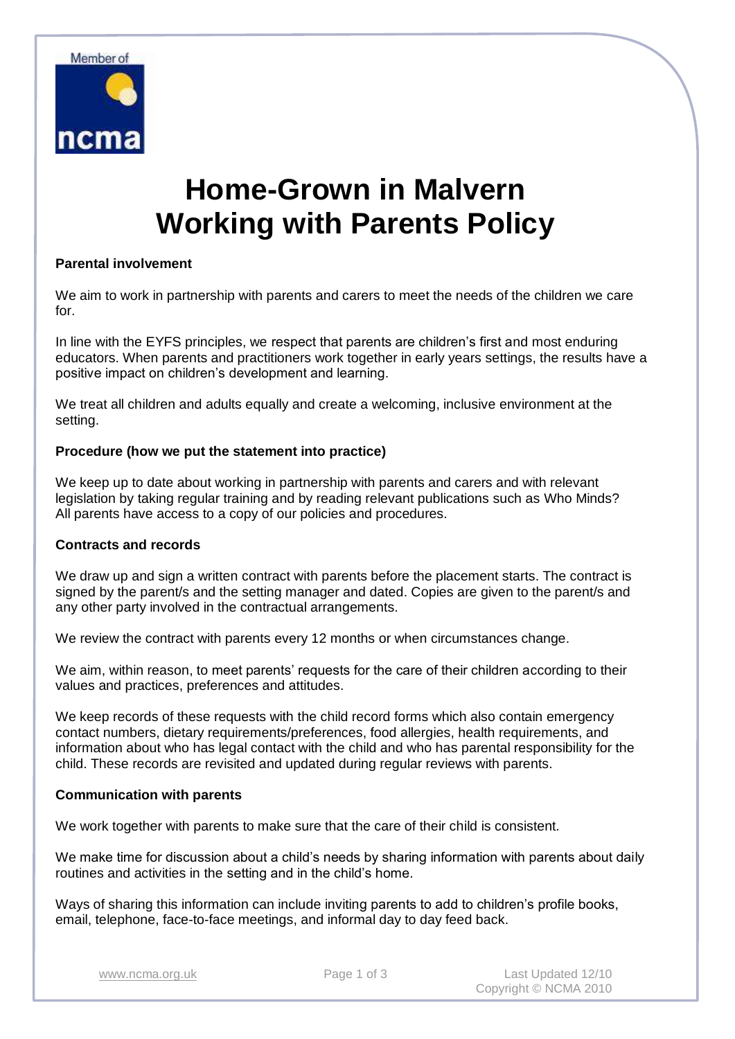# Home-Grown in Malvern
# Working with Parents Policy

**Parental involvement**

We aim to work in partnership with parents and carers to meet the needs of the children we care for.

In line with the EYFS principles, we respect that parents are children's first and most enduring educators. When parents and practitioners work together in early years settings, the results have a positive impact on children's development and learning.

We treat all children and adults equally and create a welcoming, inclusive environment at the setting.

**Procedure (how we put the statement into practice)**

We keep up to date about working in partnership with parents and carers and with relevant legislation by taking regular training and by reading relevant publications such as Who Minds? All parents have access to a copy of our policies and procedures.

**Contracts and records**

We draw up and sign a written contract with parents before the placement starts. The contract is signed by the parent/s and the setting manager and dated. Copies are given to the parent/s and any other party involved in the contractual arrangements.

We review the contract with parents every 12 months or when circumstances change.

We aim, within reason, to meet parents' requests for the care of their children according to their values and practices, preferences and attitudes.

We keep records of these requests with the child record forms which also contain emergency contact numbers, dietary requirements/preferences, food allergies, health requirements, and information about who has legal contact with the child and who has parental responsibility for the child. These records are revisited and updated during regular reviews with parents.

**Communication with parents**

We work together with parents to make sure that the care of their child is consistent.

We make time for discussion about a child's needs by sharing information with parents about daily routines and activities in the setting and in the child's home.

Ways of sharing this information can include inviting parents to add to children's profile books, email, telephone, face-to-face meetings, and informal day to day feed back.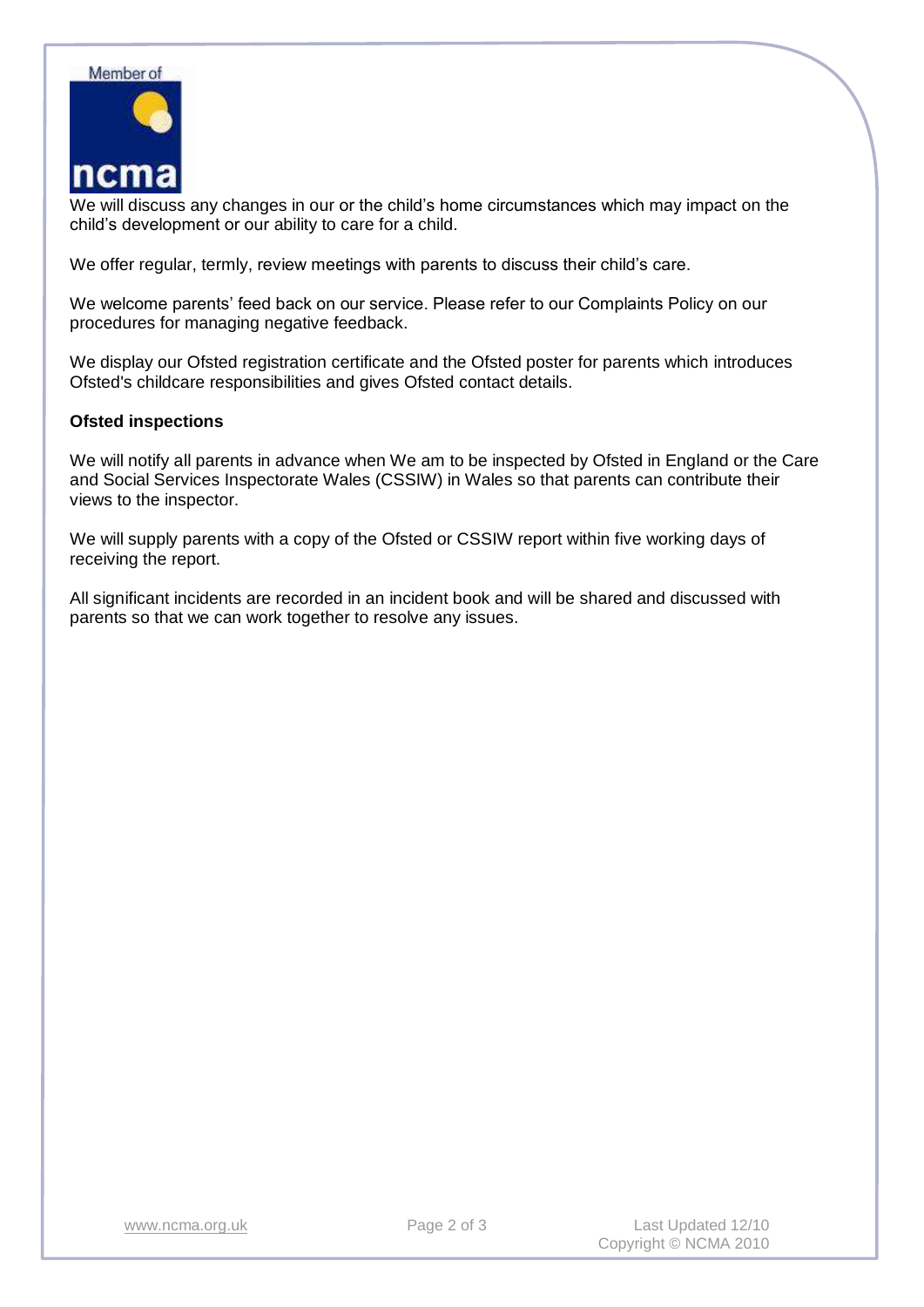We will discuss any changes in our or the child's home circumstances which may impact on the child's development or our ability to care for a child.

We offer regular, termly, review meetings with parents to discuss their child's care.

We welcome parents' feed back on our service. Please refer to our Complaints Policy on our procedures for managing negative feedback.

We display our Ofsted registration certificate and the Ofsted poster for parents which introduces Ofsted's childcare responsibilities and gives Ofsted contact details.

**Ofsted inspections**

We will notify all parents in advance when We am to be inspected by Ofsted in England or the Care and Social Services Inspectorate Wales (CSSIW) in Wales so that parents can contribute their views to the inspector.

We will supply parents with a copy of the Ofsted or CSSIW report within five working days of receiving the report.

All significant incidents are recorded in an incident book and will be shared and discussed with parents so that we can work together to resolve any issues.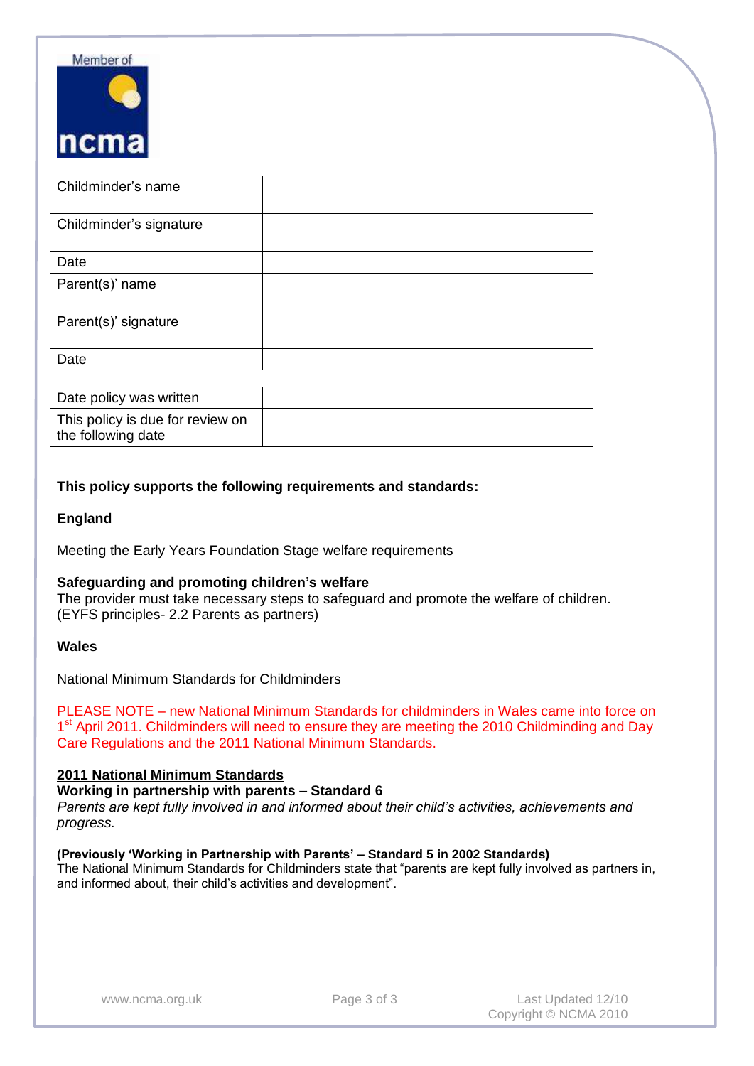Member of ncma

| | |
|---|---|
| Childminder's name | |
| Childminder's signature | |
| Date | |
| Parent(s)' name | |
| Parent(s)' signature | |
| Date | |

| | |
|---|---|
| Date policy was written | |
| This policy is due for review on the following date | |

**This policy supports the following requirements and standards:**

**England**

Meeting the Early Years Foundation Stage welfare requirements

**Safeguarding and promoting children's welfare**
The provider must take necessary steps to safeguard and promote the welfare of children. (EYFS principles- 2.2 Parents as partners)

**Wales**

National Minimum Standards for Childminders

PLEASE NOTE – new National Minimum Standards for childminders in Wales came into force on 1st April 2011. Childminders will need to ensure they are meeting the 2010 Childminding and Day Care Regulations and the 2011 National Minimum Standards.

**2011 National Minimum Standards**
**Working in partnership with parents – Standard 6**
*Parents are kept fully involved in and informed about their child's activities, achievements and progress.*

**(Previously 'Working in Partnership with Parents' – Standard 5 in 2002 Standards)**
The National Minimum Standards for Childminders state that "parents are kept fully involved as partners in, and informed about, their child's activities and development".